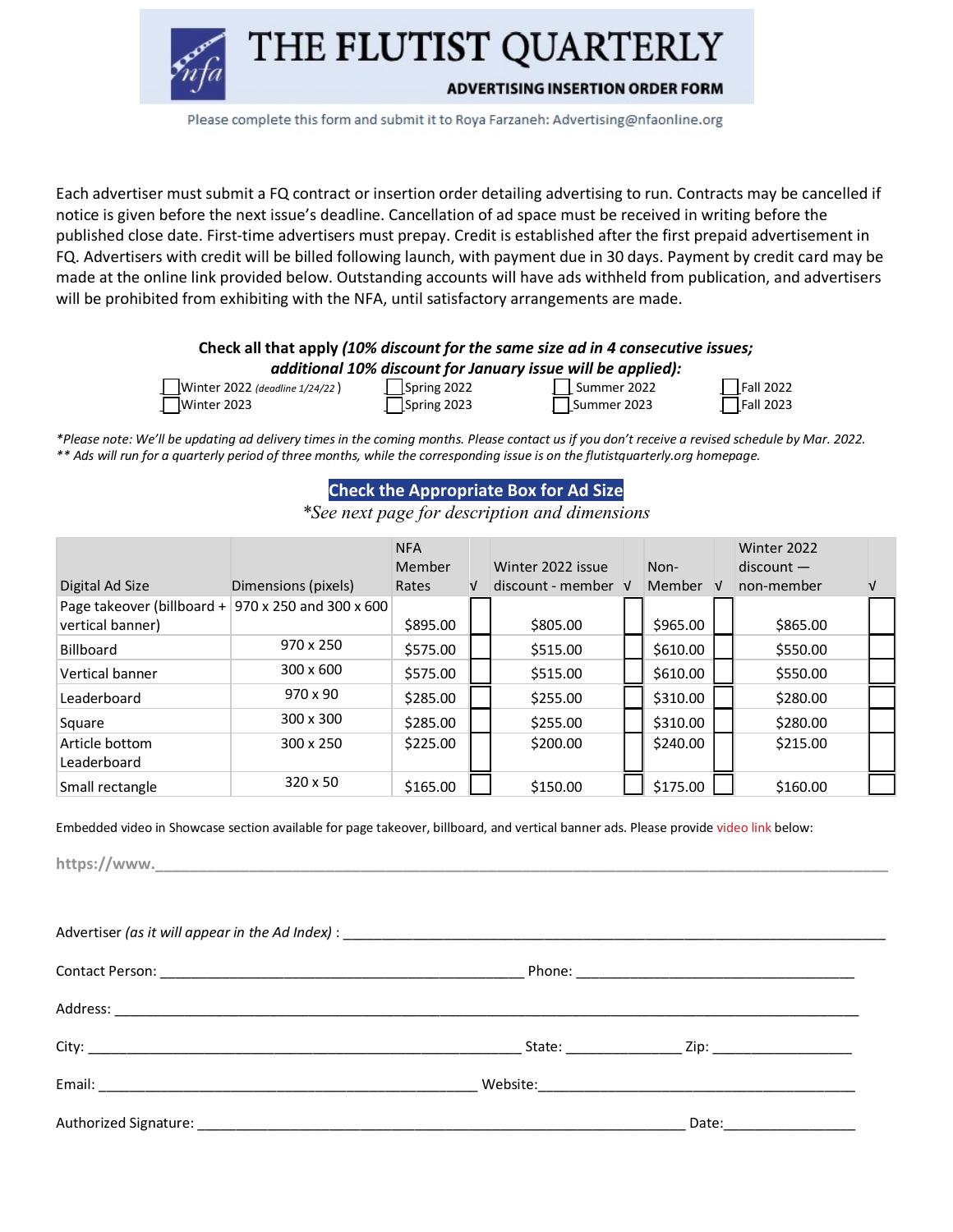# THE FLUTIST QUARTERLY

## ADVERTISING INSERTION ORDER FORM

Please complete this form and submit it to Roya Farzaneh: Advertising@nfaonline.org

Each advertiser must submit a FQ contract or insertion order detailing advertising to run. Contracts may be cancelled if notice is given before the next issue's deadline. Cancellation of ad space must be received in writing before the published close date. First-time advertisers must prepay. Credit is established after the first prepaid advertisement in FQ. Advertisers with credit will be billed following launch, with payment due in 30 days. Payment by credit card may be made at the online link provided below. Outstanding accounts will have ads withheld from publication, and advertisers will be prohibited from exhibiting with the NFA, until satisfactory arrangements are made.

**Check all that apply *(10% discount for the same size ad in 4 consecutive issues; additional 10% discount for January issue will be applied):***

- ☐ Winter 2022 *(deadline 1/24/22)*
- ☐ Spring 2022
- ☐ Summer 2022
- ☐ Fall 2022
- ☐ Winter 2023
- ☐ Spring 2023
- ☐ Summer 2023
- ☐ Fall 2023

*\*Please note: We'll be updating ad delivery times in the coming months. Please contact us if you don't receive a revised schedule by Mar. 2022.*
*\*\* Ads will run for a quarterly period of three months, while the corresponding issue is on the flutistquarterly.org homepage.*

**Check the Appropriate Box for Ad Size**

*\*See next page for description and dimensions*

| Digital Ad Size | Dimensions (pixels) | NFA Member Rates | √ | Winter 2022 issue discount - member | √ | Non-Member | √ | Winter 2022 discount — non-member | √ |
|---|---|---|---|---|---|---|---|---|---|
| Page takeover (billboard + vertical banner) | 970 x 250 and 300 x 600 | $895.00 | ☐ | $805.00 | ☐ | $965.00 | ☐ | $865.00 | ☐ |
| Billboard | 970 x 250 | $575.00 | ☐ | $515.00 | ☐ | $610.00 | ☐ | $550.00 | ☐ |
| Vertical banner | 300 x 600 | $575.00 | ☐ | $515.00 | ☐ | $610.00 | ☐ | $550.00 | ☐ |
| Leaderboard | 970 x 90 | $285.00 | ☐ | $255.00 | ☐ | $310.00 | ☐ | $280.00 | ☐ |
| Square | 300 x 300 | $285.00 | ☐ | $255.00 | ☐ | $310.00 | ☐ | $280.00 | ☐ |
| Article bottom Leaderboard | 300 x 250 | $225.00 | ☐ | $200.00 | ☐ | $240.00 | ☐ | $215.00 | ☐ |
| Small rectangle | 320 x 50 | $165.00 | ☐ | $150.00 | ☐ | $175.00 | ☐ | $160.00 | ☐ |

Embedded video in Showcase section available for page takeover, billboard, and vertical banner ads. Please provide video link below:

https://www.______________________________________________

Advertiser *(as it will appear in the Ad Index)* : ______________________________________

Contact Person: ______________________________ Phone: ______________________________

Address: ______________________________________________

City: ______________________________ State: ______________ Zip: ______________

Email: ______________________________ Website: ______________________________

Authorized Signature: ______________________________________ Date: ______________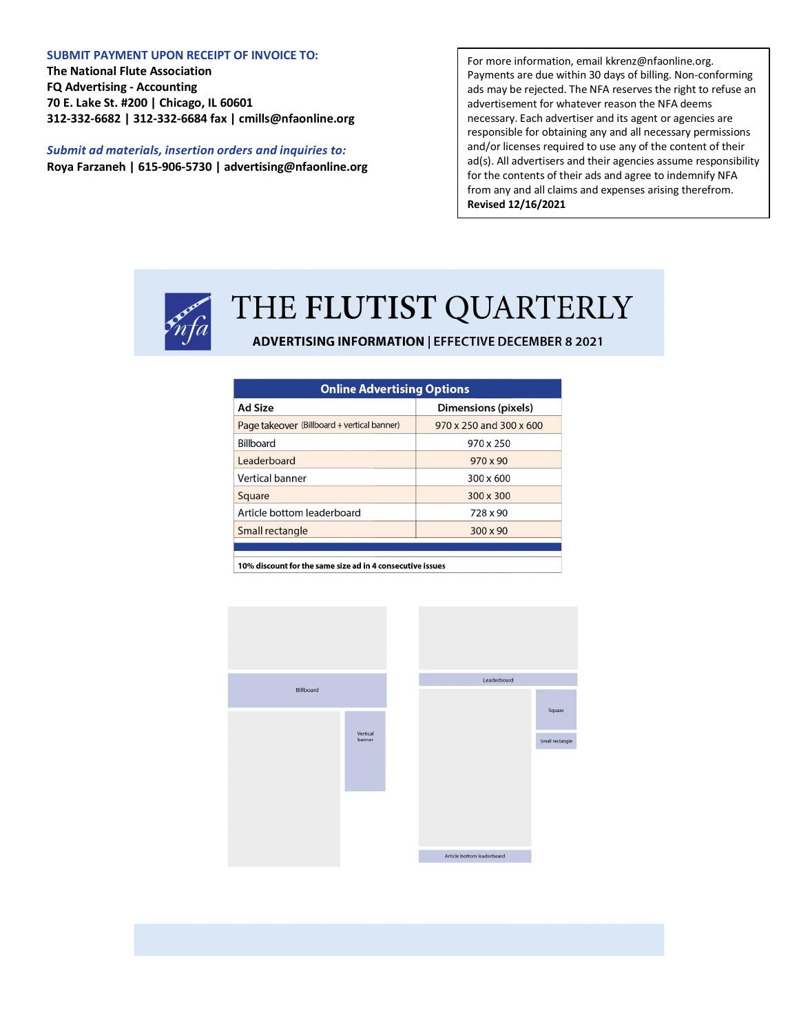**SUBMIT PAYMENT UPON RECEIPT OF INVOICE TO:**
**The National Flute Association**
**FQ Advertising - Accounting**
**70 E. Lake St. #200 | Chicago, IL 60601**
**312-332-6682 | 312-332-6684 fax | cmills@nfaonline.org**

***Submit ad materials, insertion orders and inquiries to:***
**Roya Farzaneh | 615-906-5730 | advertising@nfaonline.org**

For more information, email kkrenz@nfaonline.org. Payments are due within 30 days of billing. Non-conforming ads may be rejected. The NFA reserves the right to refuse an advertisement for whatever reason the NFA deems necessary. Each advertiser and its agent or agencies are responsible for obtaining any and all necessary permissions and/or licenses required to use any of the content of their ad(s). All advertisers and their agencies assume responsibility for the contents of their ads and agree to indemnify NFA from any and all claims and expenses arising therefrom. **Revised 12/16/2021**

# THE FLUTIST QUARTERLY

**ADVERTISING INFORMATION | EFFECTIVE DECEMBER 8 2021**

## Online Advertising Options

| Ad Size | Dimensions (pixels) |
|---|---|
| Page takeover (Billboard + vertical banner) | 970 x 250 and 300 x 600 |
| Billboard | 970 x 250 |
| Leaderboard | 970 x 90 |
| Vertical banner | 300 x 600 |
| Square | 300 x 300 |
| Article bottom leaderboard | 728 x 90 |
| Small rectangle | 300 x 90 |

**10% discount for the same size ad in 4 consecutive issues**

Billboard
Vertical banner

Leaderboard
Square
Small rectangle
Article bottom leaderboard